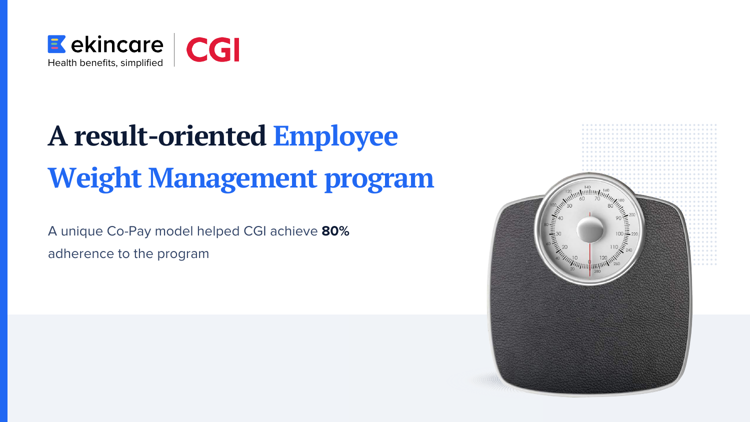ekincare
Health benefits, simplified

CGI

# A result-oriented Employee Weight Management program

A unique Co-Pay model helped CGI achieve **80%** adherence to the program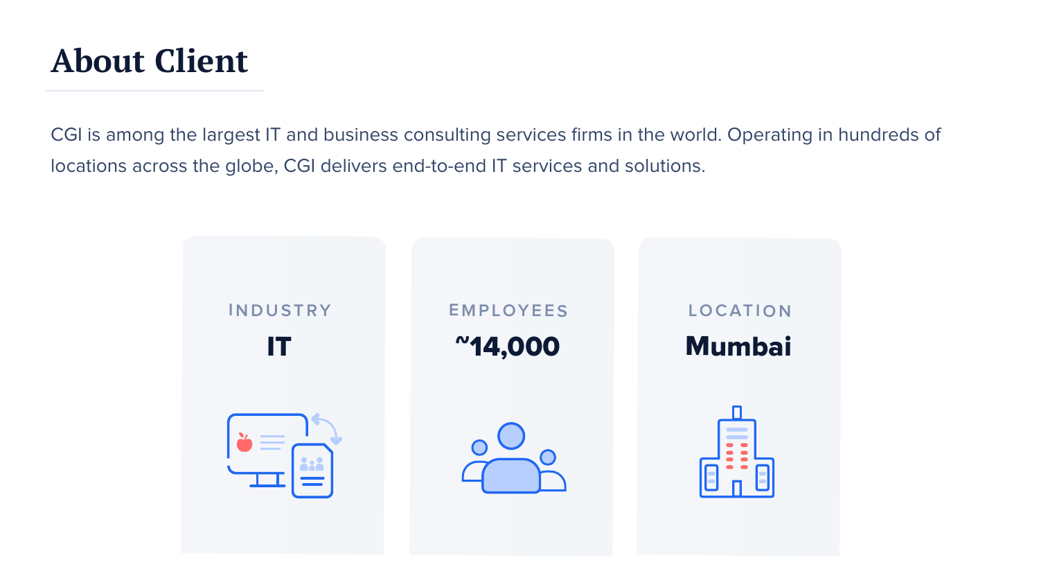# About Client

CGI is among the largest IT and business consulting services firms in the world. Operating in hundreds of locations across the globe, CGI delivers end-to-end IT services and solutions.

| INDUSTRY | EMPLOYEES | LOCATION |
| --- | --- | --- |
| **IT** | **~14,000** | **Mumbai** |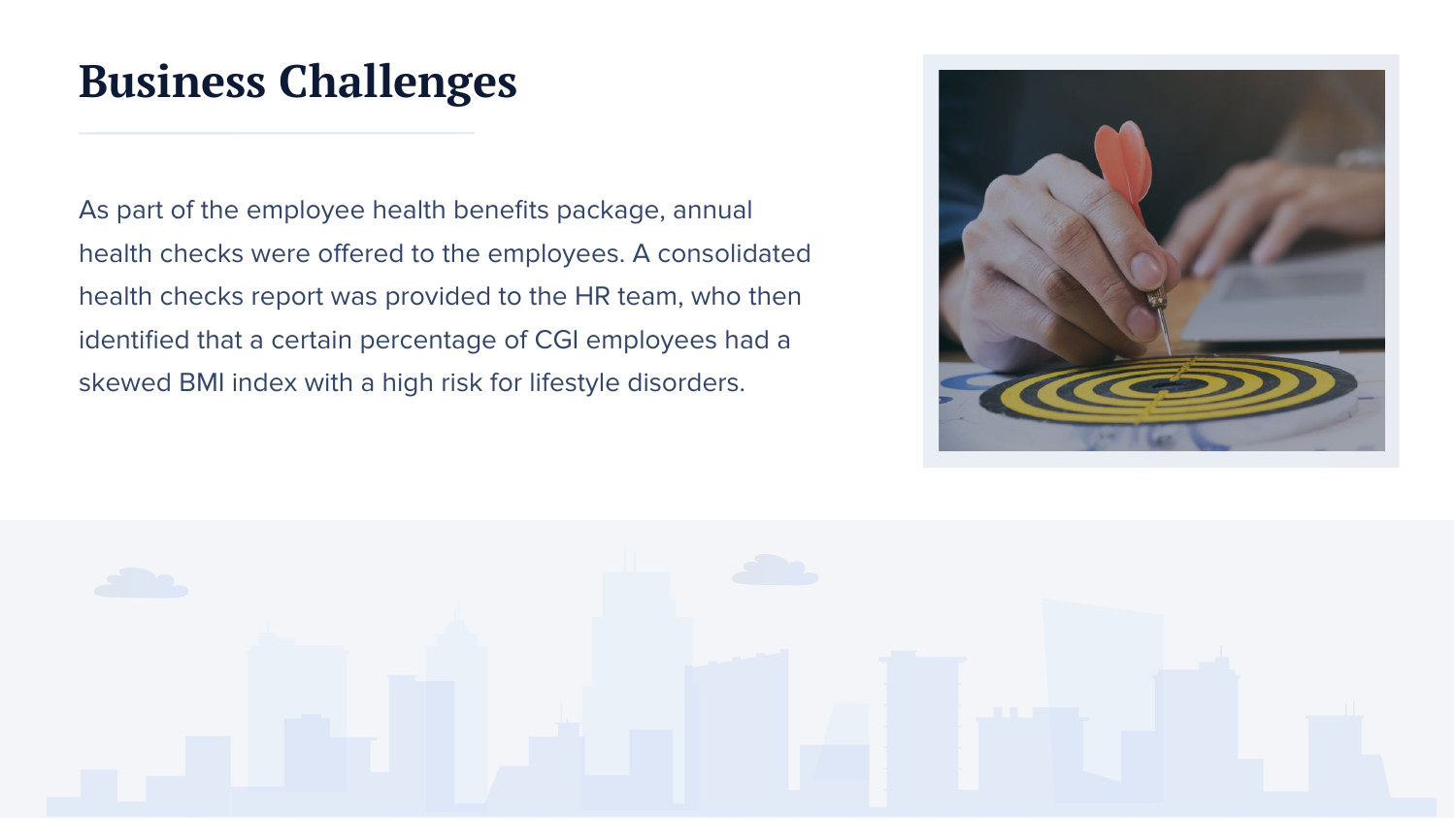# Business Challenges

As part of the employee health benefits package, annual health checks were offered to the employees. A consolidated health checks report was provided to the HR team, who then identified that a certain percentage of CGI employees had a skewed BMI index with a high risk for lifestyle disorders.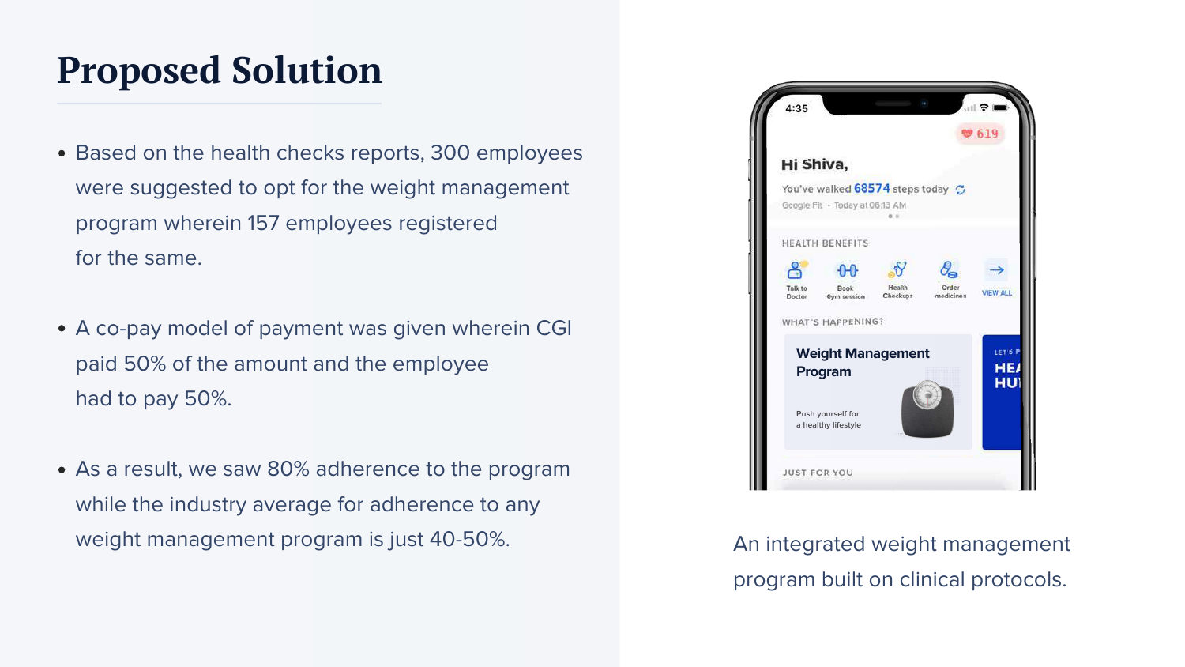# Proposed Solution

- Based on the health checks reports, 300 employees were suggested to opt for the weight management program wherein 157 employees registered for the same.
- A co-pay model of payment was given wherein CGI paid 50% of the amount and the employee had to pay 50%.
- As a result, we saw 80% adherence to the program while the industry average for adherence to any weight management program is just 40-50%.

An integrated weight management program built on clinical protocols.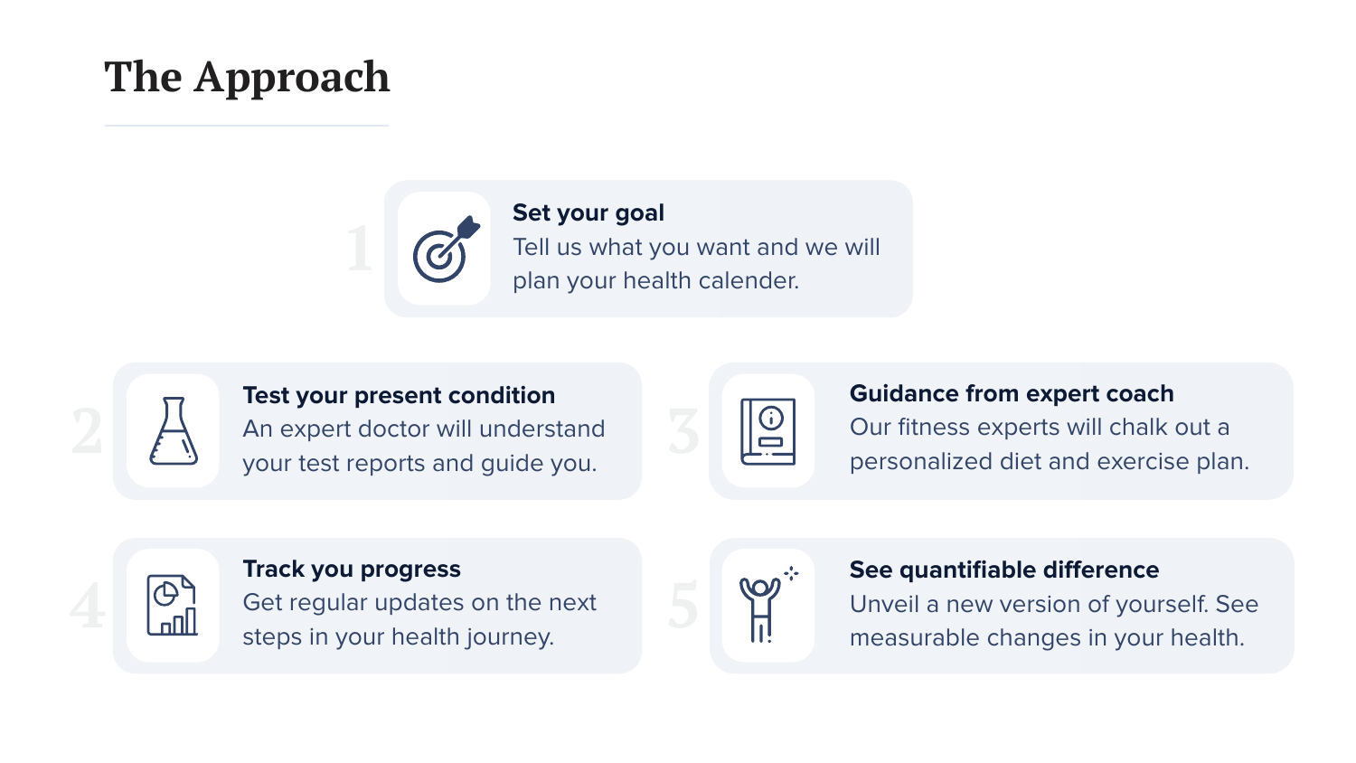# The Approach

1. **Set your goal**
   Tell us what you want and we will plan your health calender.

2. **Test your present condition**
   An expert doctor will understand your test reports and guide you.

3. **Guidance from expert coach**
   Our fitness experts will chalk out a personalized diet and exercise plan.

4. **Track you progress**
   Get regular updates on the next steps in your health journey.

5. **See quantifiable difference**
   Unveil a new version of yourself. See measurable changes in your health.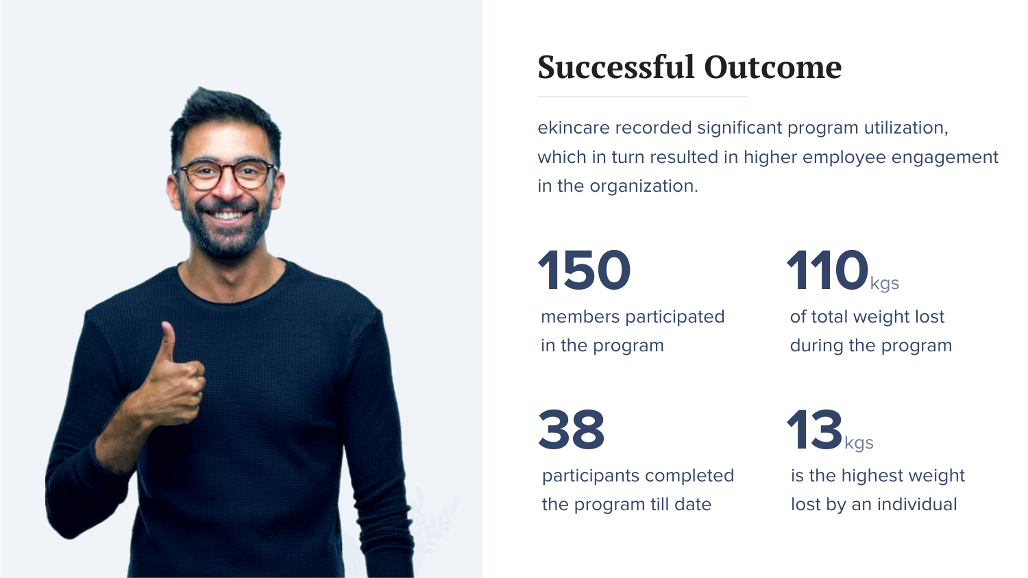# Successful Outcome

ekincare recorded significant program utilization, which in turn resulted in higher employee engagement in the organization.

**150**
members participated in the program

**110**kgs
of total weight lost during the program

**38**
participants completed the program till date

**13**kgs
is the highest weight lost by an individual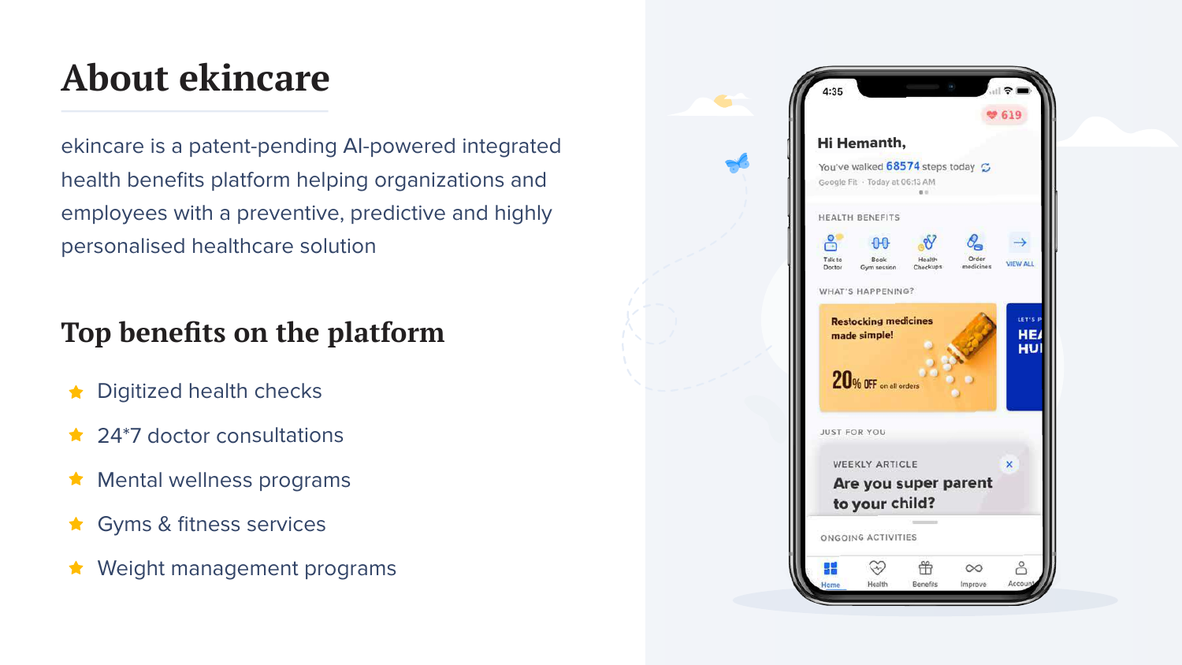# About ekincare

ekincare is a patent-pending AI-powered integrated health benefits platform helping organizations and employees with a preventive, predictive and highly personalised healthcare solution

## Top benefits on the platform

- Digitized health checks
- 24*7 doctor consultations
- Mental wellness programs
- Gyms & fitness services
- Weight management programs